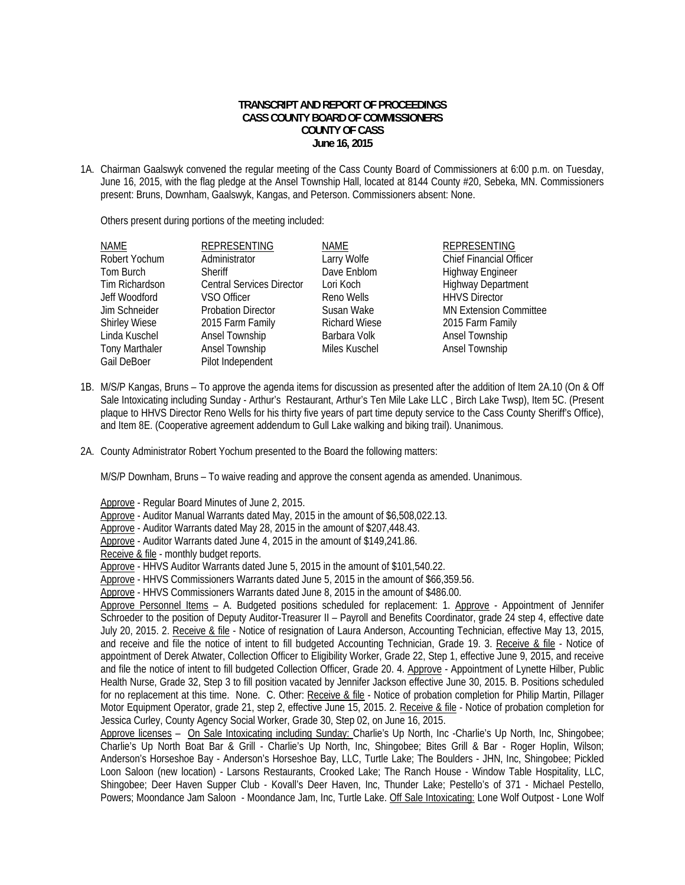**TRANSCRIPT AND REPORT OF PROCEEDINGS**
**CASS COUNTY BOARD OF COMMISSIONERS**
**COUNTY OF CASS**
**June 16, 2015**

1A. Chairman Gaalswyk convened the regular meeting of the Cass County Board of Commissioners at 6:00 p.m. on Tuesday, June 16, 2015, with the flag pledge at the Ansel Township Hall, located at 8144 County #20, Sebeka, MN. Commissioners present: Bruns, Downham, Gaalswyk, Kangas, and Peterson. Commissioners absent: None.

Others present during portions of the meeting included:

| NAME | REPRESENTING | NAME | REPRESENTING |
|---|---|---|---|
| Robert Yochum | Administrator | Larry Wolfe | Chief Financial Officer |
| Tom Burch | Sheriff | Dave Enblom | Highway Engineer |
| Tim Richardson | Central Services Director | Lori Koch | Highway Department |
| Jeff Woodford | VSO Officer | Reno Wells | HHVS Director |
| Jim Schneider | Probation Director | Susan Wake | MN Extension Committee |
| Shirley Wiese | 2015 Farm Family | Richard Wiese | 2015 Farm Family |
| Linda Kuschel | Ansel Township | Barbara Volk | Ansel Township |
| Tony Marthaler | Ansel Township | Miles Kuschel | Ansel Township |
| Gail DeBoer | Pilot Independent | | |

1B. M/S/P Kangas, Bruns – To approve the agenda items for discussion as presented after the addition of Item 2A.10 (On & Off Sale Intoxicating including Sunday - Arthur's Restaurant, Arthur's Ten Mile Lake LLC , Birch Lake Twsp), Item 5C. (Present plaque to HHVS Director Reno Wells for his thirty five years of part time deputy service to the Cass County Sheriff's Office), and Item 8E. (Cooperative agreement addendum to Gull Lake walking and biking trail). Unanimous.

2A. County Administrator Robert Yochum presented to the Board the following matters:

M/S/P Downham, Bruns – To waive reading and approve the consent agenda as amended. Unanimous.

Approve - Regular Board Minutes of June 2, 2015.
Approve - Auditor Manual Warrants dated May, 2015 in the amount of $6,508,022.13.
Approve - Auditor Warrants dated May 28, 2015 in the amount of $207,448.43.
Approve - Auditor Warrants dated June 4, 2015 in the amount of $149,241.86.
Receive & file - monthly budget reports.
Approve - HHVS Auditor Warrants dated June 5, 2015 in the amount of $101,540.22.
Approve - HHVS Commissioners Warrants dated June 5, 2015 in the amount of $66,359.56.
Approve - HHVS Commissioners Warrants dated June 8, 2015 in the amount of $486.00.
Approve Personnel Items – A. Budgeted positions scheduled for replacement: 1. Approve - Appointment of Jennifer Schroeder to the position of Deputy Auditor-Treasurer II – Payroll and Benefits Coordinator, grade 24 step 4, effective date July 20, 2015. 2. Receive & file - Notice of resignation of Laura Anderson, Accounting Technician, effective May 13, 2015, and receive and file the notice of intent to fill budgeted Accounting Technician, Grade 19. 3. Receive & file - Notice of appointment of Derek Atwater, Collection Officer to Eligibility Worker, Grade 22, Step 1, effective June 9, 2015, and receive and file the notice of intent to fill budgeted Collection Officer, Grade 20. 4. Approve - Appointment of Lynette Hilber, Public Health Nurse, Grade 32, Step 3 to fill position vacated by Jennifer Jackson effective June 30, 2015. B. Positions scheduled for no replacement at this time. None. C. Other: Receive & file - Notice of probation completion for Philip Martin, Pillager Motor Equipment Operator, grade 21, step 2, effective June 15, 2015. 2. Receive & file - Notice of probation completion for Jessica Curley, County Agency Social Worker, Grade 30, Step 02, on June 16, 2015.
Approve licenses – On Sale Intoxicating including Sunday: Charlie's Up North, Inc -Charlie's Up North, Inc, Shingobee; Charlie's Up North Boat Bar & Grill - Charlie's Up North, Inc, Shingobee; Bites Grill & Bar - Roger Hoplin, Wilson; Anderson's Horseshoe Bay - Anderson's Horseshoe Bay, LLC, Turtle Lake; The Boulders - JHN, Inc, Shingobee; Pickled Loon Saloon (new location) - Larsons Restaurants, Crooked Lake; The Ranch House - Window Table Hospitality, LLC, Shingobee; Deer Haven Supper Club - Kovall's Deer Haven, Inc, Thunder Lake; Pestello's of 371 - Michael Pestello, Powers; Moondance Jam Saloon - Moondance Jam, Inc, Turtle Lake. Off Sale Intoxicating: Lone Wolf Outpost - Lone Wolf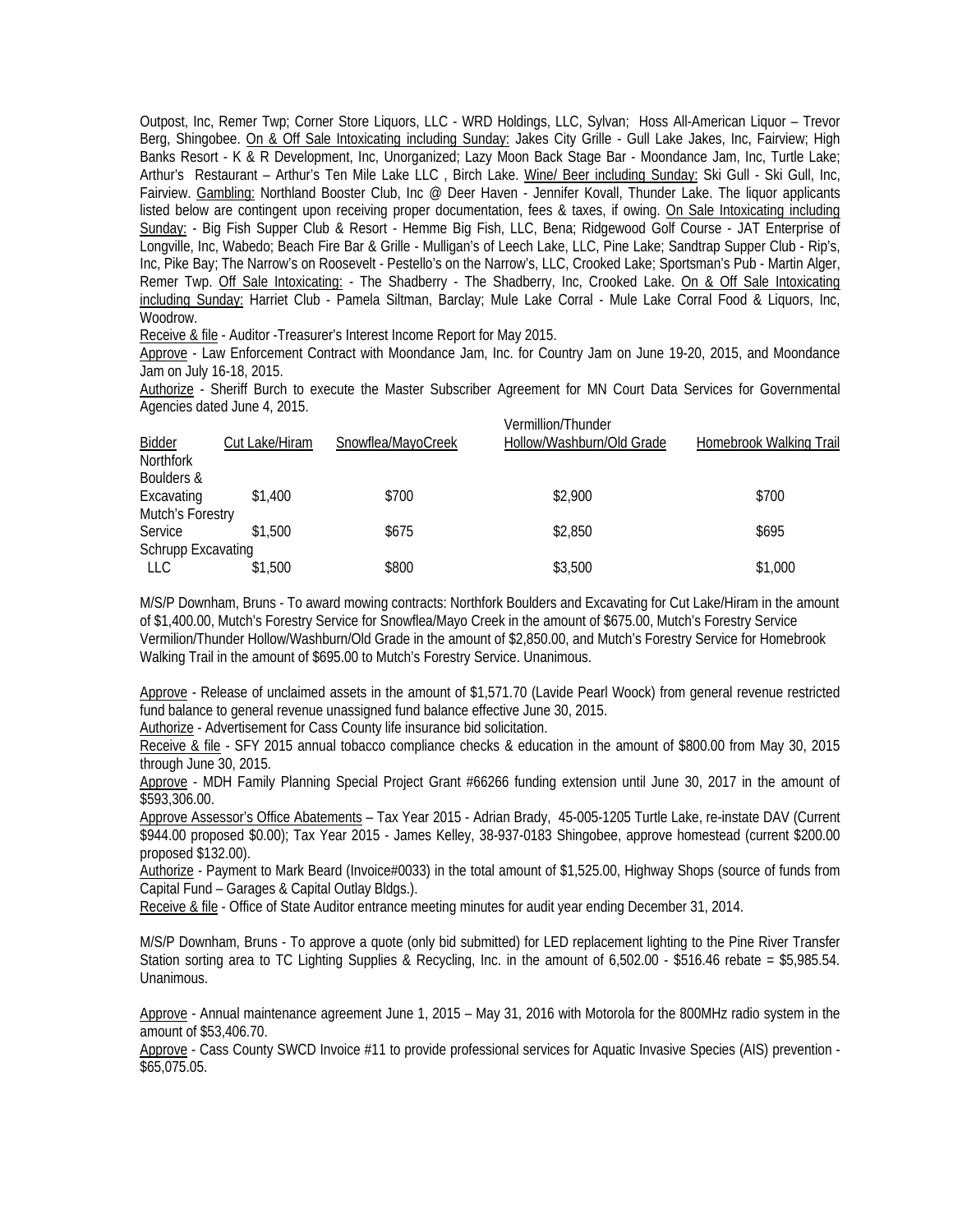Outpost, Inc, Remer Twp; Corner Store Liquors, LLC - WRD Holdings, LLC, Sylvan; Hoss All-American Liquor – Trevor Berg, Shingobee. On & Off Sale Intoxicating including Sunday: Jakes City Grille - Gull Lake Jakes, Inc, Fairview; High Banks Resort - K & R Development, Inc, Unorganized; Lazy Moon Back Stage Bar - Moondance Jam, Inc, Turtle Lake; Arthur's Restaurant – Arthur's Ten Mile Lake LLC , Birch Lake. Wine/ Beer including Sunday: Ski Gull - Ski Gull, Inc, Fairview. Gambling: Northland Booster Club, Inc @ Deer Haven - Jennifer Kovall, Thunder Lake. The liquor applicants listed below are contingent upon receiving proper documentation, fees & taxes, if owing. On Sale Intoxicating including Sunday: - Big Fish Supper Club & Resort - Hemme Big Fish, LLC, Bena; Ridgewood Golf Course - JAT Enterprise of Longville, Inc, Wabedo; Beach Fire Bar & Grille - Mulligan's of Leech Lake, LLC, Pine Lake; Sandtrap Supper Club - Rip's, Inc, Pike Bay; The Narrow's on Roosevelt - Pestello's on the Narrow's, LLC, Crooked Lake; Sportsman's Pub - Martin Alger, Remer Twp. Off Sale Intoxicating: - The Shadberry - The Shadberry, Inc, Crooked Lake. On & Off Sale Intoxicating including Sunday: Harriet Club - Pamela Siltman, Barclay; Mule Lake Corral - Mule Lake Corral Food & Liquors, Inc, Woodrow.

Receive & file - Auditor -Treasurer's Interest Income Report for May 2015.

Approve - Law Enforcement Contract with Moondance Jam, Inc. for Country Jam on June 19-20, 2015, and Moondance Jam on July 16-18, 2015.

Authorize - Sheriff Burch to execute the Master Subscriber Agreement for MN Court Data Services for Governmental Agencies dated June 4, 2015.

| Bidder | Cut Lake/Hiram | Snowflea/MayoCreek | Vermillion/Thunder Hollow/Washburn/Old Grade | Homebrook Walking Trail |
|---|---|---|---|---|
| Northfork Boulders & Excavating | $1,400 | $700 | $2,900 | $700 |
| Mutch's Forestry Service | $1,500 | $675 | $2,850 | $695 |
| Schrupp Excavating LLC | $1,500 | $800 | $3,500 | $1,000 |

M/S/P Downham, Bruns - To award mowing contracts: Northfork Boulders and Excavating for Cut Lake/Hiram in the amount of $1,400.00, Mutch's Forestry Service for Snowflea/Mayo Creek in the amount of $675.00, Mutch's Forestry Service Vermilion/Thunder Hollow/Washburn/Old Grade in the amount of $2,850.00, and Mutch's Forestry Service for Homebrook Walking Trail in the amount of $695.00 to Mutch's Forestry Service. Unanimous.

Approve - Release of unclaimed assets in the amount of $1,571.70 (Lavide Pearl Woock) from general revenue restricted fund balance to general revenue unassigned fund balance effective June 30, 2015.

Authorize - Advertisement for Cass County life insurance bid solicitation.

Receive & file - SFY 2015 annual tobacco compliance checks & education in the amount of $800.00 from May 30, 2015 through June 30, 2015.

Approve - MDH Family Planning Special Project Grant #66266 funding extension until June 30, 2017 in the amount of $593,306.00.

Approve Assessor's Office Abatements – Tax Year 2015 - Adrian Brady, 45-005-1205 Turtle Lake, re-instate DAV (Current $944.00 proposed $0.00); Tax Year 2015 - James Kelley, 38-937-0183 Shingobee, approve homestead (current $200.00 proposed $132.00).

Authorize - Payment to Mark Beard (Invoice#0033) in the total amount of $1,525.00, Highway Shops (source of funds from Capital Fund – Garages & Capital Outlay Bldgs.).

Receive & file - Office of State Auditor entrance meeting minutes for audit year ending December 31, 2014.

M/S/P Downham, Bruns - To approve a quote (only bid submitted) for LED replacement lighting to the Pine River Transfer Station sorting area to TC Lighting Supplies & Recycling, Inc. in the amount of 6,502.00 - $516.46 rebate = $5,985.54. Unanimous.

Approve - Annual maintenance agreement June 1, 2015 – May 31, 2016 with Motorola for the 800MHz radio system in the amount of $53,406.70.

Approve - Cass County SWCD Invoice #11 to provide professional services for Aquatic Invasive Species (AIS) prevention - $65,075.05.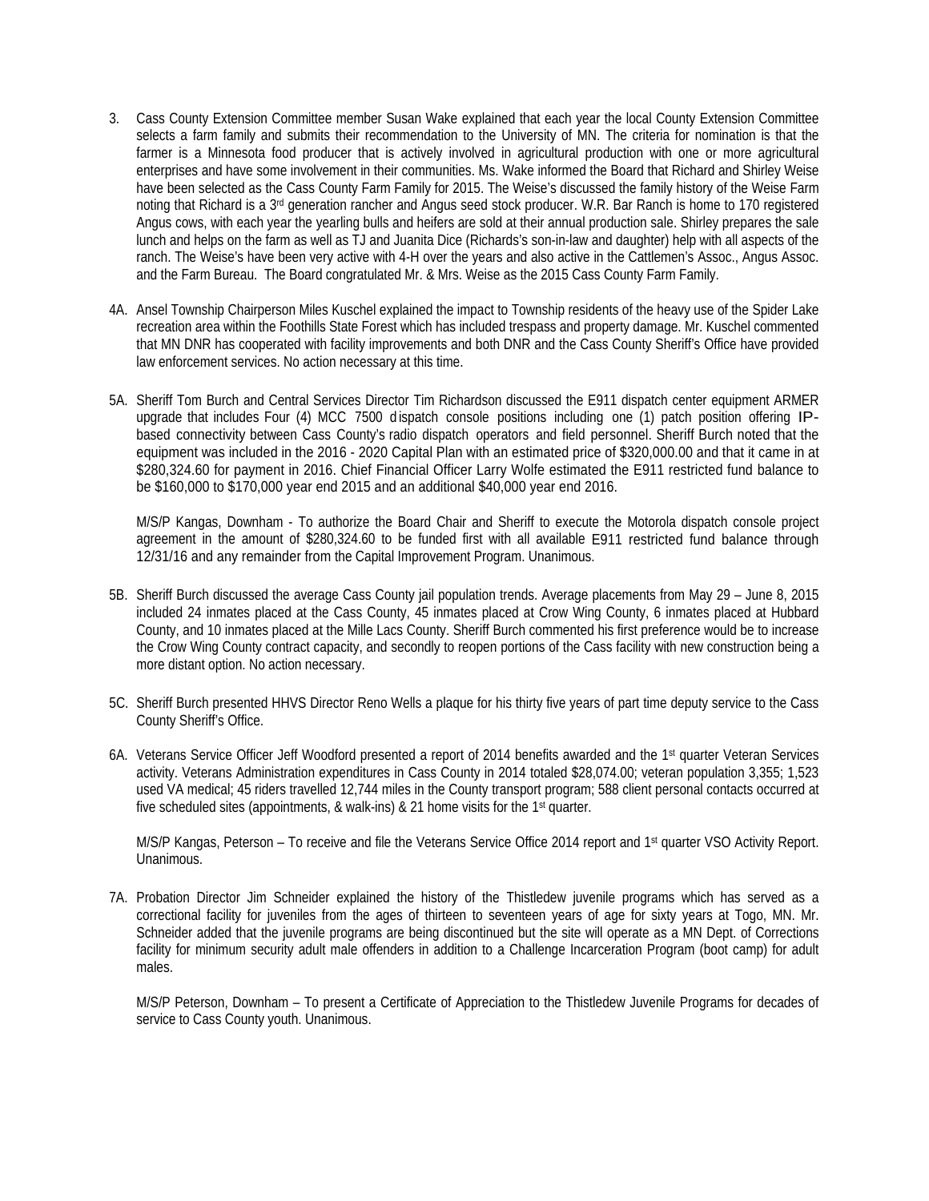3. Cass County Extension Committee member Susan Wake explained that each year the local County Extension Committee selects a farm family and submits their recommendation to the University of MN. The criteria for nomination is that the farmer is a Minnesota food producer that is actively involved in agricultural production with one or more agricultural enterprises and have some involvement in their communities. Ms. Wake informed the Board that Richard and Shirley Weise have been selected as the Cass County Farm Family for 2015. The Weise's discussed the family history of the Weise Farm noting that Richard is a 3rd generation rancher and Angus seed stock producer. W.R. Bar Ranch is home to 170 registered Angus cows, with each year the yearling bulls and heifers are sold at their annual production sale. Shirley prepares the sale lunch and helps on the farm as well as TJ and Juanita Dice (Richards's son-in-law and daughter) help with all aspects of the ranch. The Weise's have been very active with 4-H over the years and also active in the Cattlemen's Assoc., Angus Assoc. and the Farm Bureau. The Board congratulated Mr. & Mrs. Weise as the 2015 Cass County Farm Family.

4A. Ansel Township Chairperson Miles Kuschel explained the impact to Township residents of the heavy use of the Spider Lake recreation area within the Foothills State Forest which has included trespass and property damage. Mr. Kuschel commented that MN DNR has cooperated with facility improvements and both DNR and the Cass County Sheriff's Office have provided law enforcement services. No action necessary at this time.

5A. Sheriff Tom Burch and Central Services Director Tim Richardson discussed the E911 dispatch center equipment ARMER upgrade that includes Four (4) MCC 7500 dispatch console positions including one (1) patch position offering IP-based connectivity between Cass County's radio dispatch operators and field personnel. Sheriff Burch noted that the equipment was included in the 2016 - 2020 Capital Plan with an estimated price of $320,000.00 and that it came in at $280,324.60 for payment in 2016. Chief Financial Officer Larry Wolfe estimated the E911 restricted fund balance to be $160,000 to $170,000 year end 2015 and an additional $40,000 year end 2016.

   M/S/P Kangas, Downham - To authorize the Board Chair and Sheriff to execute the Motorola dispatch console project agreement in the amount of $280,324.60 to be funded first with all available E911 restricted fund balance through 12/31/16 and any remainder from the Capital Improvement Program. Unanimous.

5B. Sheriff Burch discussed the average Cass County jail population trends. Average placements from May 29 – June 8, 2015 included 24 inmates placed at the Cass County, 45 inmates placed at Crow Wing County, 6 inmates placed at Hubbard County, and 10 inmates placed at the Mille Lacs County. Sheriff Burch commented his first preference would be to increase the Crow Wing County contract capacity, and secondly to reopen portions of the Cass facility with new construction being a more distant option. No action necessary.

5C. Sheriff Burch presented HHVS Director Reno Wells a plaque for his thirty five years of part time deputy service to the Cass County Sheriff's Office.

6A. Veterans Service Officer Jeff Woodford presented a report of 2014 benefits awarded and the 1st quarter Veteran Services activity. Veterans Administration expenditures in Cass County in 2014 totaled $28,074.00; veteran population 3,355; 1,523 used VA medical; 45 riders travelled 12,744 miles in the County transport program; 588 client personal contacts occurred at five scheduled sites (appointments, & walk-ins) & 21 home visits for the 1st quarter.

   M/S/P Kangas, Peterson – To receive and file the Veterans Service Office 2014 report and 1st quarter VSO Activity Report. Unanimous.

7A. Probation Director Jim Schneider explained the history of the Thistledew juvenile programs which has served as a correctional facility for juveniles from the ages of thirteen to seventeen years of age for sixty years at Togo, MN. Mr. Schneider added that the juvenile programs are being discontinued but the site will operate as a MN Dept. of Corrections facility for minimum security adult male offenders in addition to a Challenge Incarceration Program (boot camp) for adult males.

   M/S/P Peterson, Downham – To present a Certificate of Appreciation to the Thistledew Juvenile Programs for decades of service to Cass County youth. Unanimous.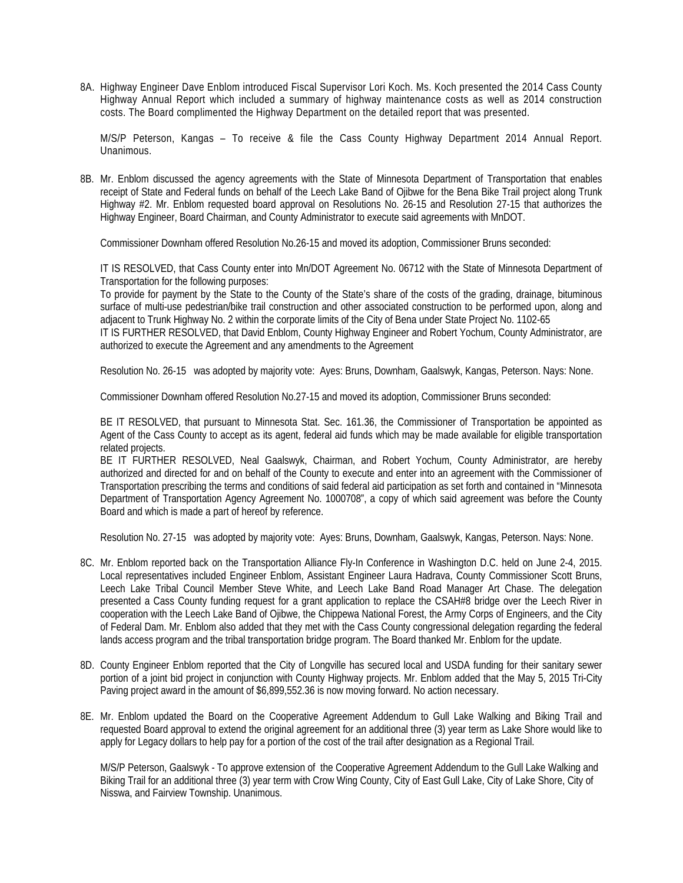8A. Highway Engineer Dave Enblom introduced Fiscal Supervisor Lori Koch. Ms. Koch presented the 2014 Cass County Highway Annual Report which included a summary of highway maintenance costs as well as 2014 construction costs. The Board complimented the Highway Department on the detailed report that was presented.

M/S/P Peterson, Kangas – To receive & file the Cass County Highway Department 2014 Annual Report. Unanimous.

8B. Mr. Enblom discussed the agency agreements with the State of Minnesota Department of Transportation that enables receipt of State and Federal funds on behalf of the Leech Lake Band of Ojibwe for the Bena Bike Trail project along Trunk Highway #2. Mr. Enblom requested board approval on Resolutions No. 26-15 and Resolution 27-15 that authorizes the Highway Engineer, Board Chairman, and County Administrator to execute said agreements with MnDOT.

Commissioner Downham offered Resolution No.26-15 and moved its adoption, Commissioner Bruns seconded:

IT IS RESOLVED, that Cass County enter into Mn/DOT Agreement No. 06712 with the State of Minnesota Department of Transportation for the following purposes:
To provide for payment by the State to the County of the State's share of the costs of the grading, drainage, bituminous surface of multi-use pedestrian/bike trail construction and other associated construction to be performed upon, along and adjacent to Trunk Highway No. 2 within the corporate limits of the City of Bena under State Project No. 1102-65
IT IS FURTHER RESOLVED, that David Enblom, County Highway Engineer and Robert Yochum, County Administrator, are authorized to execute the Agreement and any amendments to the Agreement

Resolution No. 26-15 was adopted by majority vote: Ayes: Bruns, Downham, Gaalswyk, Kangas, Peterson. Nays: None.

Commissioner Downham offered Resolution No.27-15 and moved its adoption, Commissioner Bruns seconded:

BE IT RESOLVED, that pursuant to Minnesota Stat. Sec. 161.36, the Commissioner of Transportation be appointed as Agent of the Cass County to accept as its agent, federal aid funds which may be made available for eligible transportation related projects.
BE IT FURTHER RESOLVED, Neal Gaalswyk, Chairman, and Robert Yochum, County Administrator, are hereby authorized and directed for and on behalf of the County to execute and enter into an agreement with the Commissioner of Transportation prescribing the terms and conditions of said federal aid participation as set forth and contained in "Minnesota Department of Transportation Agency Agreement No. 1000708", a copy of which said agreement was before the County Board and which is made a part of hereof by reference.

Resolution No. 27-15 was adopted by majority vote: Ayes: Bruns, Downham, Gaalswyk, Kangas, Peterson. Nays: None.

8C. Mr. Enblom reported back on the Transportation Alliance Fly-In Conference in Washington D.C. held on June 2-4, 2015. Local representatives included Engineer Enblom, Assistant Engineer Laura Hadrava, County Commissioner Scott Bruns, Leech Lake Tribal Council Member Steve White, and Leech Lake Band Road Manager Art Chase. The delegation presented a Cass County funding request for a grant application to replace the CSAH#8 bridge over the Leech River in cooperation with the Leech Lake Band of Ojibwe, the Chippewa National Forest, the Army Corps of Engineers, and the City of Federal Dam. Mr. Enblom also added that they met with the Cass County congressional delegation regarding the federal lands access program and the tribal transportation bridge program. The Board thanked Mr. Enblom for the update.

8D. County Engineer Enblom reported that the City of Longville has secured local and USDA funding for their sanitary sewer portion of a joint bid project in conjunction with County Highway projects. Mr. Enblom added that the May 5, 2015 Tri-City Paving project award in the amount of $6,899,552.36 is now moving forward. No action necessary.

8E. Mr. Enblom updated the Board on the Cooperative Agreement Addendum to Gull Lake Walking and Biking Trail and requested Board approval to extend the original agreement for an additional three (3) year term as Lake Shore would like to apply for Legacy dollars to help pay for a portion of the cost of the trail after designation as a Regional Trail.

M/S/P Peterson, Gaalswyk - To approve extension of the Cooperative Agreement Addendum to the Gull Lake Walking and Biking Trail for an additional three (3) year term with Crow Wing County, City of East Gull Lake, City of Lake Shore, City of Nisswa, and Fairview Township. Unanimous.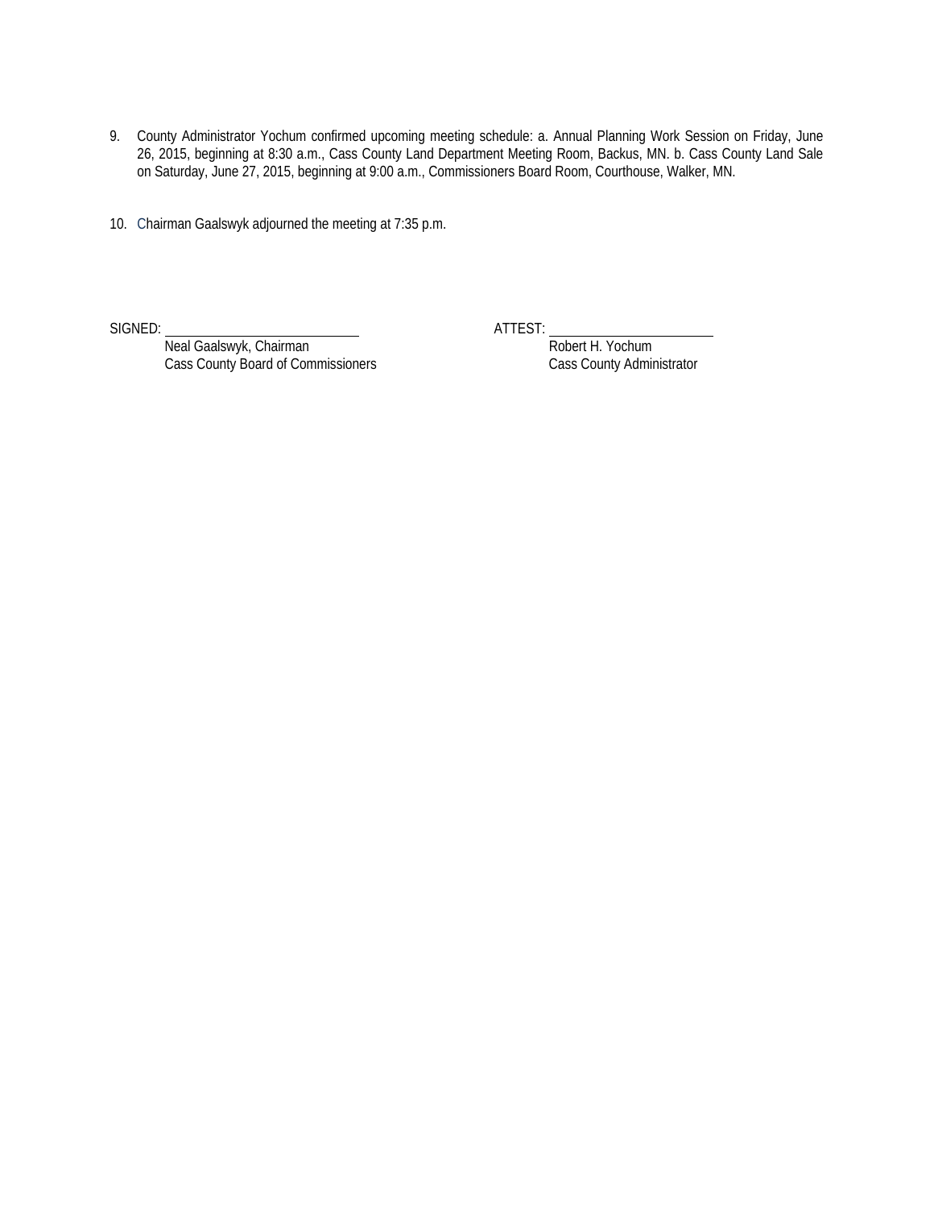9. County Administrator Yochum confirmed upcoming meeting schedule: a. Annual Planning Work Session on Friday, June 26, 2015, beginning at 8:30 a.m., Cass County Land Department Meeting Room, Backus, MN. b. Cass County Land Sale on Saturday, June 27, 2015, beginning at 9:00 a.m., Commissioners Board Room, Courthouse, Walker, MN.

10. Chairman Gaalswyk adjourned the meeting at 7:35 p.m.

SIGNED: ___________________________
Neal Gaalswyk, Chairman
Cass County Board of Commissioners

ATTEST: ___________________________
Robert H. Yochum
Cass County Administrator